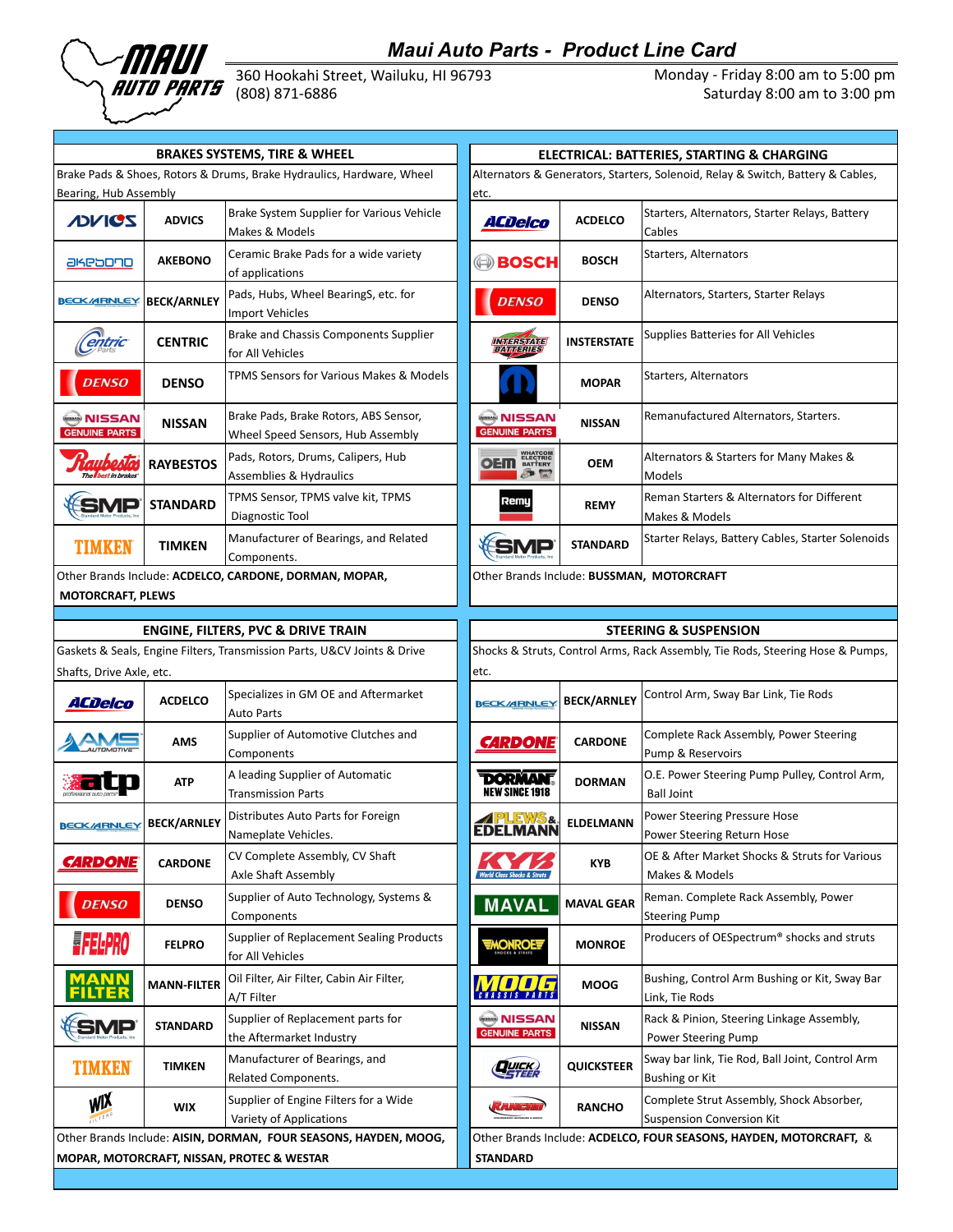# Maui Auto Parts - Product Line Card

360 Hookahi Street, Wailuku, HI 96793
(808) 871-6886

Monday - Friday 8:00 am to 5:00 pm
Saturday 8:00 am to 3:00 pm

## BRAKES SYSTEMS, TIRE & WHEEL

Brake Pads & Shoes, Rotors & Drums, Brake Hydraulics, Hardware, Wheel Bearing, Hub Assembly

| Logo | Brand | Description |
|---|---|---|
| ADVICS | ADVICS | Brake System Supplier for Various Vehicle Makes & Models |
| akebono | AKEBONO | Ceramic Brake Pads for a wide variety of applications |
| BECK/ARNLEY | BECK/ARNLEY | Pads, Hubs, Wheel BearingS, etc. for Import Vehicles |
| Centric Parts | CENTRIC | Brake and Chassis Components Supplier for All Vehicles |
| DENSO | DENSO | TPMS Sensors for Various Makes & Models |
| NISSAN GENUINE PARTS | NISSAN | Brake Pads, Brake Rotors, ABS Sensor, Wheel Speed Sensors, Hub Assembly |
| Raybestos The best in brakes | RAYBESTOS | Pads, Rotors, Drums, Calipers, Hub Assemblies & Hydraulics |
| SMP Standard Motor Products, Inc | STANDARD | TPMS Sensor, TPMS valve kit, TPMS Diagnostic Tool |
| TIMKEN | TIMKEN | Manufacturer of Bearings, and Related Components. |

Other Brands Include: **ACDELCO, CARDONE, DORMAN, MOPAR, MOTORCRAFT, PLEWS**

## ELECTRICAL: BATTERIES, STARTING & CHARGING

Alternators & Generators, Starters, Solenoid, Relay & Switch, Battery & Cables, etc.

| Logo | Brand | Description |
|---|---|---|
| ACDelco | ACDELCO | Starters, Alternators, Starter Relays, Battery Cables |
| BOSCH | BOSCH | Starters, Alternators |
| DENSO | DENSO | Alternators, Starters, Starter Relays |
| INTERSTATE BATTERIES | INSTERSTATE | Supplies Batteries for All Vehicles |
| | MOPAR | Starters, Alternators |
| NISSAN GENUINE PARTS | NISSAN | Remanufactured Alternators, Starters. |
| OEM Whatcom Electric Battery | OEM | Alternators & Starters for Many Makes & Models |
| Remy | REMY | Reman Starters & Alternators for Different Makes & Models |
| SMP Standard Motor Products, Inc | STANDARD | Starter Relays, Battery Cables, Starter Solenoids |

Other Brands Include: **BUSSMAN, MOTORCRAFT**

## ENGINE, FILTERS, PVC & DRIVE TRAIN

Gaskets & Seals, Engine Filters, Transmission Parts, U&CV Joints & Drive Shafts, Drive Axle, etc.

| Logo | Brand | Description |
|---|---|---|
| ACDelco | ACDELCO | Specializes in GM OE and Aftermarket Auto Parts |
| AMS Automotive | AMS | Supplier of Automotive Clutches and Components |
| atp professional auto parts | ATP | A leading Supplier of Automatic Transmission Parts |
| BECK/ARNLEY | BECK/ARNLEY | Distributes Auto Parts for Foreign Nameplate Vehicles. |
| CARDONE | CARDONE | CV Complete Assembly, CV Shaft Axle Shaft Assembly |
| DENSO | DENSO | Supplier of Auto Technology, Systems & Components |
| FEL-PRO | FELPRO | Supplier of Replacement Sealing Products for All Vehicles |
| MANN FILTER | MANN-FILTER | Oil Filter, Air Filter, Cabin Air Filter, A/T Filter |
| SMP Standard Motor Products, Inc | STANDARD | Supplier of Replacement parts for the Aftermarket Industry |
| TIMKEN | TIMKEN | Manufacturer of Bearings, and Related Components. |
| WIX FILTERS | WIX | Supplier of Engine Filters for a Wide Variety of Applications |

Other Brands Include: **AISIN, DORMAN, FOUR SEASONS, HAYDEN, MOOG, MOPAR, MOTORCRAFT, NISSAN, PROTEC & WESTAR**

## STEERING & SUSPENSION

Shocks & Struts, Control Arms, Rack Assembly, Tie Rods, Steering Hose & Pumps, etc.

| Logo | Brand | Description |
|---|---|---|
| BECK/ARNLEY | BECK/ARNLEY | Control Arm, Sway Bar Link, Tie Rods |
| CARDONE | CARDONE | Complete Rack Assembly, Power Steering Pump & Reservoirs |
| DORMAN NEW SINCE 1918 | DORMAN | O.E. Power Steering Pump Pulley, Control Arm, Ball Joint |
| PLEWS & EDELMANN | ELDELMANN | Power Steering Pressure Hose Power Steering Return Hose |
| KYB World Class Shocks & Struts | KYB | OE & After Market Shocks & Struts for Various Makes & Models |
| MAVAL | MAVAL GEAR | Reman. Complete Rack Assembly, Power Steering Pump |
| MONROE Shocks & Struts | MONROE | Producers of OESpectrum® shocks and struts |
| MOOG Chassis Parts | MOOG | Bushing, Control Arm Bushing or Kit, Sway Bar Link, Tie Rods |
| NISSAN GENUINE PARTS | NISSAN | Rack & Pinion, Steering Linkage Assembly, Power Steering Pump |
| QUICK STEER | QUICKSTEER | Sway bar link, Tie Rod, Ball Joint, Control Arm Bushing or Kit |
| RANCHO | RANCHO | Complete Strut Assembly, Shock Absorber, Suspension Conversion Kit |

Other Brands Include: **ACDELCO, FOUR SEASONS, HAYDEN, MOTORCRAFT, & STANDARD**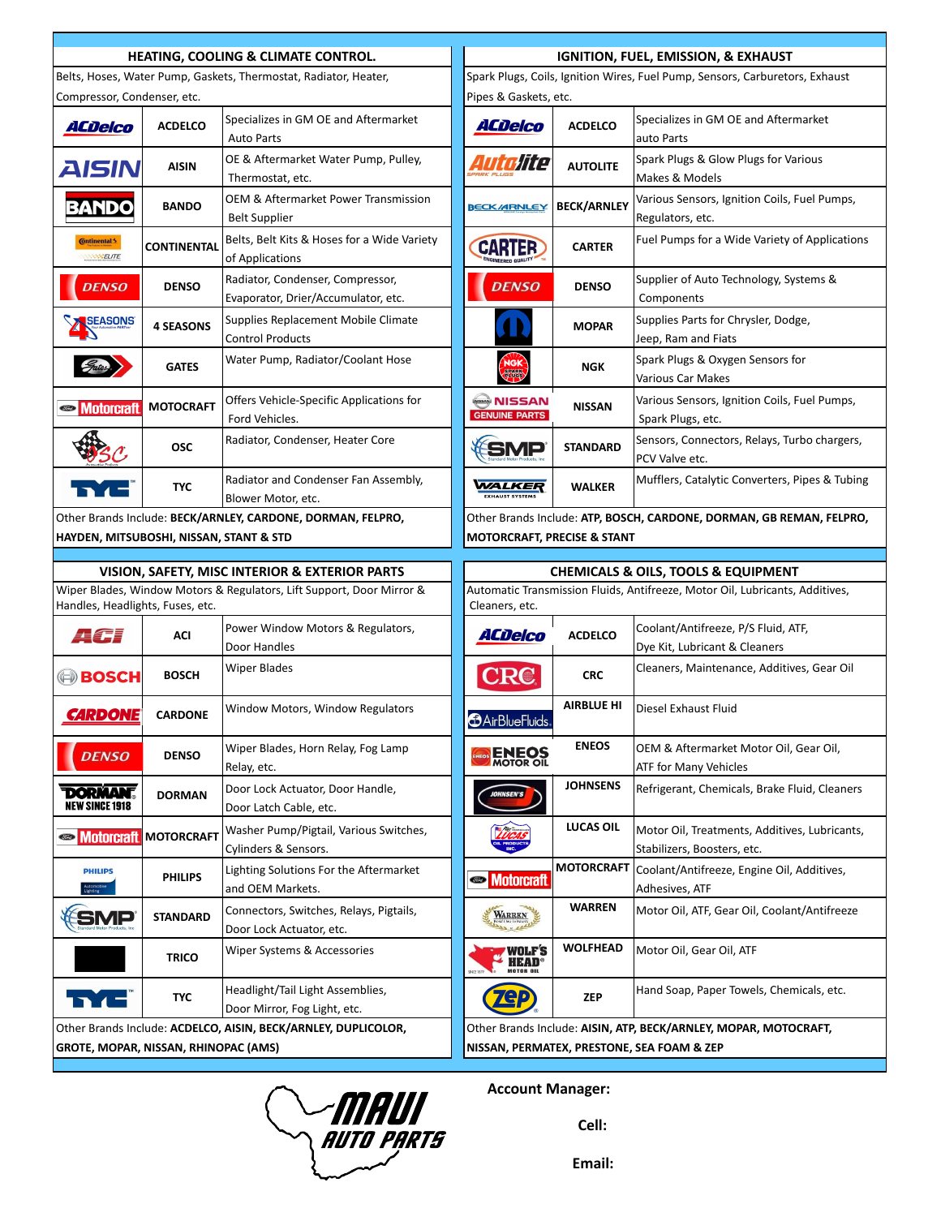## HEATING, COOLING & CLIMATE CONTROL.

Belts, Hoses, Water Pump, Gaskets, Thermostat, Radiator, Heater, Compressor, Condenser, etc.

| | | |
|---|---|---|
| ACDelco | ACDELCO | Specializes in GM OE and Aftermarket Auto Parts |
| AISIN | AISIN | OE & Aftermarket Water Pump, Pulley, Thermostat, etc. |
| BANDO | BANDO | OEM & Aftermarket Power Transmission Belt Supplier |
| Continental | CONTINENTAL | Belts, Belt Kits & Hoses for a Wide Variety of Applications |
| DENSO | DENSO | Radiator, Condenser, Compressor, Evaporator, Drier/Accumulator, etc. |
| 4 SEASONS | 4 SEASONS | Supplies Replacement Mobile Climate Control Products |
| Gates | GATES | Water Pump, Radiator/Coolant Hose |
| Motorcraft | MOTOCRAFT | Offers Vehicle-Specific Applications for Ford Vehicles. |
| OSC | OSC | Radiator, Condenser, Heater Core |
| TYC | TYC | Radiator and Condenser Fan Assembly, Blower Motor, etc. |

Other Brands Include: **BECK/ARNLEY, CARDONE, DORMAN, FELPRO, HAYDEN, MITSUBOSHI, NISSAN, STANT & STD**

## IGNITION, FUEL, EMISSION, & EXHAUST

Spark Plugs, Coils, Ignition Wires, Fuel Pump, Sensors, Carburetors, Exhaust Pipes & Gaskets, etc.

| | | |
|---|---|---|
| ACDelco | ACDELCO | Specializes in GM OE and Aftermarket auto Parts |
| Autolite | AUTOLITE | Spark Plugs & Glow Plugs for Various Makes & Models |
| BECK/ARNLEY | BECK/ARNLEY | Various Sensors, Ignition Coils, Fuel Pumps, Regulators, etc. |
| CARTER | CARTER | Fuel Pumps for a Wide Variety of Applications |
| DENSO | DENSO | Supplier of Auto Technology, Systems & Components |
| | MOPAR | Supplies Parts for Chrysler, Dodge, Jeep, Ram and Fiats |
| NGK | NGK | Spark Plugs & Oxygen Sensors for Various Car Makes |
| NISSAN GENUINE PARTS | NISSAN | Various Sensors, Ignition Coils, Fuel Pumps, Spark Plugs, etc. |
| SMP | STANDARD | Sensors, Connectors, Relays, Turbo chargers, PCV Valve etc. |
| WALKER | WALKER | Mufflers, Catalytic Converters, Pipes & Tubing |

Other Brands Include: **ATP, BOSCH, CARDONE, DORMAN, GB REMAN, FELPRO, MOTORCRAFT, PRECISE & STANT**

## VISION, SAFETY, MISC INTERIOR & EXTERIOR PARTS

Wiper Blades, Window Motors & Regulators, Lift Support, Door Mirror & Handles, Headlights, Fuses, etc.

| | | |
|---|---|---|
| ACI | ACI | Power Window Motors & Regulators, Door Handles |
| BOSCH | BOSCH | Wiper Blades |
| CARDONE | CARDONE | Window Motors, Window Regulators |
| DENSO | DENSO | Wiper Blades, Horn Relay, Fog Lamp Relay, etc. |
| DORMAN NEW SINCE 1918 | DORMAN | Door Lock Actuator, Door Handle, Door Latch Cable, etc. |
| Motorcraft | MOTORCRAFT | Washer Pump/Pigtail, Various Switches, Cylinders & Sensors. |
| PHILIPS | PHILIPS | Lighting Solutions For the Aftermarket and OEM Markets. |
| SMP | STANDARD | Connectors, Switches, Relays, Pigtails, Door Lock Actuator, etc. |
| | TRICO | Wiper Systems & Accessories |
| TYC | TYC | Headlight/Tail Light Assemblies, Door Mirror, Fog Light, etc. |

Other Brands Include: **ACDELCO, AISIN, BECK/ARNLEY, DUPLICOLOR, GROTE, MOPAR, NISSAN, RHINOPAC (AMS)**

## CHEMICALS & OILS, TOOLS & EQUIPMENT

Automatic Transmission Fluids, Antifreeze, Motor Oil, Lubricants, Additives, Cleaners, etc.

| | | |
|---|---|---|
| ACDelco | ACDELCO | Coolant/Antifreeze, P/S Fluid, ATF, Dye Kit, Lubricant & Cleaners |
| CRC | CRC | Cleaners, Maintenance, Additives, Gear Oil |
| AirBlueFluids | AIRBLUE HI | Diesel Exhaust Fluid |
| ENEOS MOTOR OIL | ENEOS | OEM & Aftermarket Motor Oil, Gear Oil, ATF for Many Vehicles |
| JOHNSEN'S | JOHNSENS | Refrigerant, Chemicals, Brake Fluid, Cleaners |
| LUCAS OIL PRODUCTS INC. | LUCAS OIL | Motor Oil, Treatments, Additives, Lubricants, Stabilizers, Boosters, etc. |
| Motorcraft | MOTORCRAFT | Coolant/Antifreeze, Engine Oil, Additives, Adhesives, ATF |
| WARREN | WARREN | Motor Oil, ATF, Gear Oil, Coolant/Antifreeze |
| WOLF'S HEAD MOTOR OIL | WOLFHEAD | Motor Oil, Gear Oil, ATF |
| ZEP | ZEP | Hand Soap, Paper Towels, Chemicals, etc. |

Other Brands Include: **AISIN, ATP, BECK/ARNLEY, MOPAR, MOTOCRAFT, NISSAN, PERMATEX, PRESTONE, SEA FOAM & ZEP**

MAUI AUTO PARTS

**Account Manager:**

**Cell:**

**Email:**